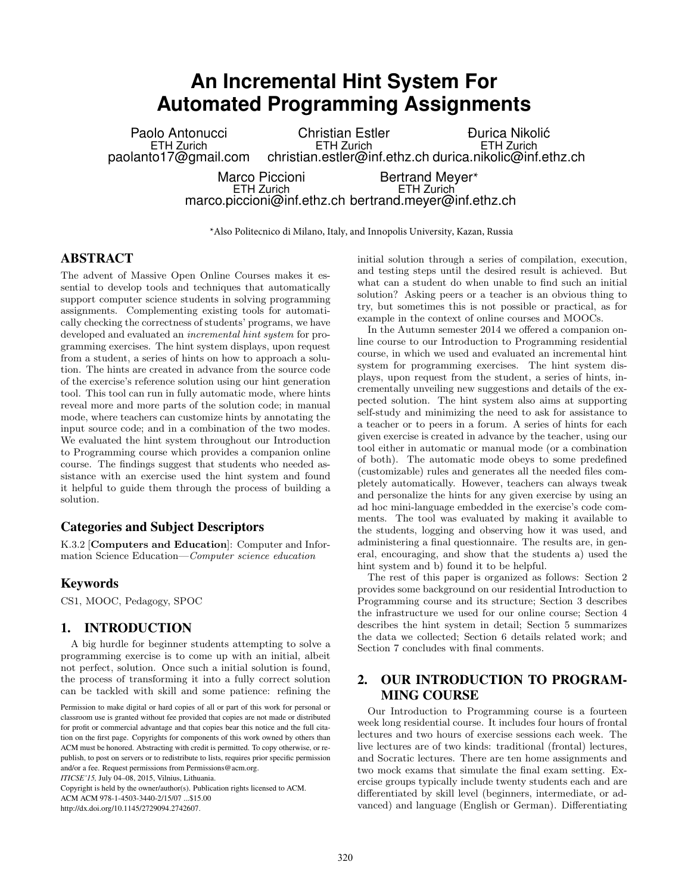# An Incremental Hint System For Automated Programming Assignments

Paolo Antonucci
ETH Zurich
paolanto17@gmail.com

Christian Estler
ETH Zurich
christian.estler@inf.ethz.ch

Đurica Nikolić
ETH Zurich
durica.nikolic@inf.ethz.ch

Marco Piccioni
ETH Zurich
marco.piccioni@inf.ethz.ch

Bertrand Meyer*
ETH Zurich
bertrand.meyer@inf.ethz.ch

*Also Politecnico di Milano, Italy, and Innopolis University, Kazan, Russia

## ABSTRACT

The advent of Massive Open Online Courses makes it essential to develop tools and techniques that automatically support computer science students in solving programming assignments. Complementing existing tools for automatically checking the correctness of students' programs, we have developed and evaluated an *incremental hint system* for programming exercises. The hint system displays, upon request from a student, a series of hints on how to approach a solution. The hints are created in advance from the source code of the exercise's reference solution using our hint generation tool. This tool can run in fully automatic mode, where hints reveal more and more parts of the solution code; in manual mode, where teachers can customize hints by annotating the input source code; and in a combination of the two modes. We evaluated the hint system throughout our Introduction to Programming course which provides a companion online course. The findings suggest that students who needed assistance with an exercise used the hint system and found it helpful to guide them through the process of building a solution.

### Categories and Subject Descriptors

K.3.2 [**Computers and Education**]: Computer and Information Science Education—*Computer science education*

### Keywords

CS1, MOOC, Pedagogy, SPOC

## 1. INTRODUCTION

A big hurdle for beginner students attempting to solve a programming exercise is to come up with an initial, albeit not perfect, solution. Once such a initial solution is found, the process of transforming it into a fully correct solution can be tackled with skill and some patience: refining the initial solution through a series of compilation, execution, and testing steps until the desired result is achieved. But what can a student do when unable to find such an initial solution? Asking peers or a teacher is an obvious thing to try, but sometimes this is not possible or practical, as for example in the context of online courses and MOOCs.

In the Autumn semester 2014 we offered a companion online course to our Introduction to Programming residential course, in which we used and evaluated an incremental hint system for programming exercises. The hint system displays, upon request from the student, a series of hints, incrementally unveiling new suggestions and details of the expected solution. The hint system also aims at supporting self-study and minimizing the need to ask for assistance to a teacher or to peers in a forum. A series of hints for each given exercise is created in advance by the teacher, using our tool either in automatic or manual mode (or a combination of both). The automatic mode obeys to some predefined (customizable) rules and generates all the needed files completely automatically. However, teachers can always tweak and personalize the hints for any given exercise by using an ad hoc mini-language embedded in the exercise's code comments. The tool was evaluated by making it available to the students, logging and observing how it was used, and administering a final questionnaire. The results are, in general, encouraging, and show that the students a) used the hint system and b) found it to be helpful.

The rest of this paper is organized as follows: Section 2 provides some background on our residential Introduction to Programming course and its structure; Section 3 describes the infrastructure we used for our online course; Section 4 describes the hint system in detail; Section 5 summarizes the data we collected; Section 6 details related work; and Section 7 concludes with final comments.

Permission to make digital or hard copies of all or part of this work for personal or classroom use is granted without fee provided that copies are not made or distributed for profit or commercial advantage and that copies bear this notice and the full citation on the first page. Copyrights for components of this work owned by others than ACM must be honored. Abstracting with credit is permitted. To copy otherwise, or republish, to post on servers or to redistribute to lists, requires prior specific permission and/or a fee. Request permissions from Permissions@acm.org.
*ITICSE'15,* July 04–08, 2015, Vilnius, Lithuania.
Copyright is held by the owner/author(s). Publication rights licensed to ACM.
ACM ACM 978-1-4503-3440-2/15/07 ...$15.00
http://dx.doi.org/10.1145/2729094.2742607.

## 2. OUR INTRODUCTION TO PROGRAMMING COURSE

Our Introduction to Programming course is a fourteen week long residential course. It includes four hours of frontal lectures and two hours of exercise sessions each week. The live lectures are of two kinds: traditional (frontal) lectures, and Socratic lectures. There are ten home assignments and two mock exams that simulate the final exam setting. Exercise groups typically include twenty students each and are differentiated by skill level (beginners, intermediate, or advanced) and language (English or German). Differentiating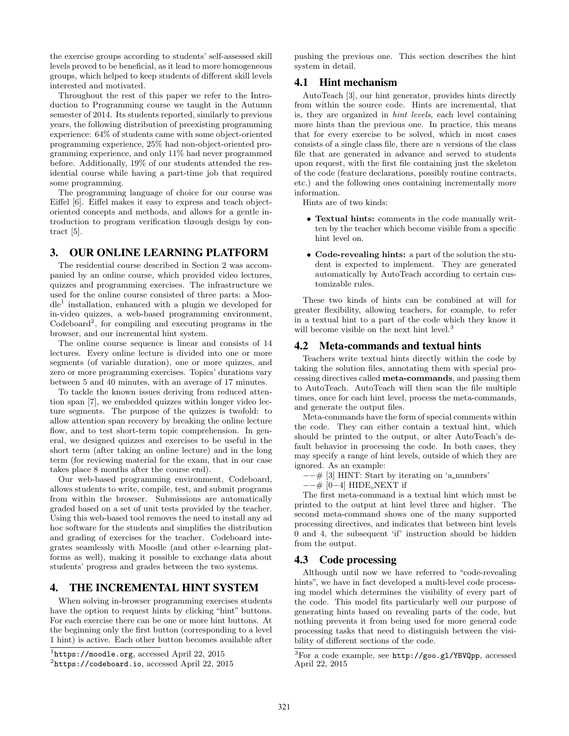the exercise groups according to students' self-assessed skill levels proved to be beneficial, as it lead to more homogeneous groups, which helped to keep students of different skill levels interested and motivated.

Throughout the rest of this paper we refer to the Introduction to Programming course we taught in the Autumn semester of 2014. Its students reported, similarly to previous years, the following distribution of preexisting programming experience: 64% of students came with some object-oriented programming experience, 25% had non-object-oriented programming experience, and only 11% had never programmed before. Additionally, 19% of our students attended the residential course while having a part-time job that required some programming.

The programming language of choice for our course was Eiffel [6]. Eiffel makes it easy to express and teach object-oriented concepts and methods, and allows for a gentle introduction to program verification through design by contract [5].

## 3. OUR ONLINE LEARNING PLATFORM

The residential course described in Section 2 was accompanied by an online course, which provided video lectures, quizzes and programming exercises. The infrastructure we used for the online course consisted of three parts: a Moodle[1] installation, enhanced with a plugin we developed for in-video quizzes, a web-based programming environment, Codeboard[2], for compiling and executing programs in the browser, and our incremental hint system.

The online course sequence is linear and consists of 14 lectures. Every online lecture is divided into one or more segments (of variable duration), one or more quizzes, and zero or more programming exercises. Topics' durations vary between 5 and 40 minutes, with an average of 17 minutes.

To tackle the known issues deriving from reduced attention span [7], we embedded quizzes within longer video lecture segments. The purpose of the quizzes is twofold: to allow attention span recovery by breaking the online lecture flow, and to test short-term topic comprehension. In general, we designed quizzes and exercises to be useful in the short term (after taking an online lecture) and in the long term (for reviewing material for the exam, that in our case takes place 8 months after the course end).

Our web-based programming environment, Codeboard, allows students to write, compile, test, and submit programs from within the browser. Submissions are automatically graded based on a set of unit tests provided by the teacher. Using this web-based tool removes the need to install any ad hoc software for the students and simplifies the distribution and grading of exercises for the teacher. Codeboard integrates seamlessly with Moodle (and other e-learning platforms as well), making it possible to exchange data about students' progress and grades between the two systems.

## 4. THE INCREMENTAL HINT SYSTEM

When solving in-browser programming exercises students have the option to request hints by clicking "hint" buttons. For each exercise there can be one or more hint buttons. At the beginning only the first button (corresponding to a level 1 hint) is active. Each other button becomes available after pushing the previous one. This section describes the hint system in detail.

### 4.1 Hint mechanism

AutoTeach [3], our hint generator, provides hints directly from within the source code. Hints are incremental, that is, they are organized in *hint levels*, each level containing more hints than the previous one. In practice, this means that for every exercise to be solved, which in most cases consists of a single class file, there are $n$ versions of the class file that are generated in advance and served to students upon request, with the first file containing just the skeleton of the code (feature declarations, possibly routine contracts, etc.) and the following ones containing incrementally more information.

Hints are of two kinds:

- **Textual hints:** comments in the code manually written by the teacher which become visible from a specific hint level on.
- **Code-revealing hints:** a part of the solution the student is expected to implement. They are generated automatically by AutoTeach according to certain customizable rules.

These two kinds of hints can be combined at will for greater flexibility, allowing teachers, for example, to refer in a textual hint to a part of the code which they know it will become visible on the next hint level.[3]

### 4.2 Meta-commands and textual hints

Teachers write textual hints directly within the code by taking the solution files, annotating them with special processing directives called **meta-commands**, and passing them to AutoTeach. AutoTeach will then scan the file multiple times, once for each hint level, process the meta-commands, and generate the output files.

Meta-commands have the form of special comments within the code. They can either contain a textual hint, which should be printed to the output, or alter AutoTeach's default behavior in processing the code. In both cases, they may specify a range of hint levels, outside of which they are ignored. As an example:

```
--# [3] HINT: Start by iterating on 'a_numbers'
--# [0-4] HIDE_NEXT if
```

The first meta-command is a textual hint which must be printed to the output at hint level three and higher. The second meta-command shows one of the many supported processing directives, and indicates that between hint levels 0 and 4, the subsequent 'if' instruction should be hidden from the output.

### 4.3 Code processing

Although until now we have referred to "code-revealing hints", we have in fact developed a multi-level code processing model which determines the visibility of every part of the code. This model fits particularly well our purpose of generating hints based on revealing parts of the code, but nothing prevents it from being used for more general code processing tasks that need to distinguish between the visibility of different sections of the code.

---

[1] `https://moodle.org`, accessed April 22, 2015

[2] `https://codeboard.io`, accessed April 22, 2015

[3] For a code example, see `http://goo.gl/YBVQpp`, accessed April 22, 2015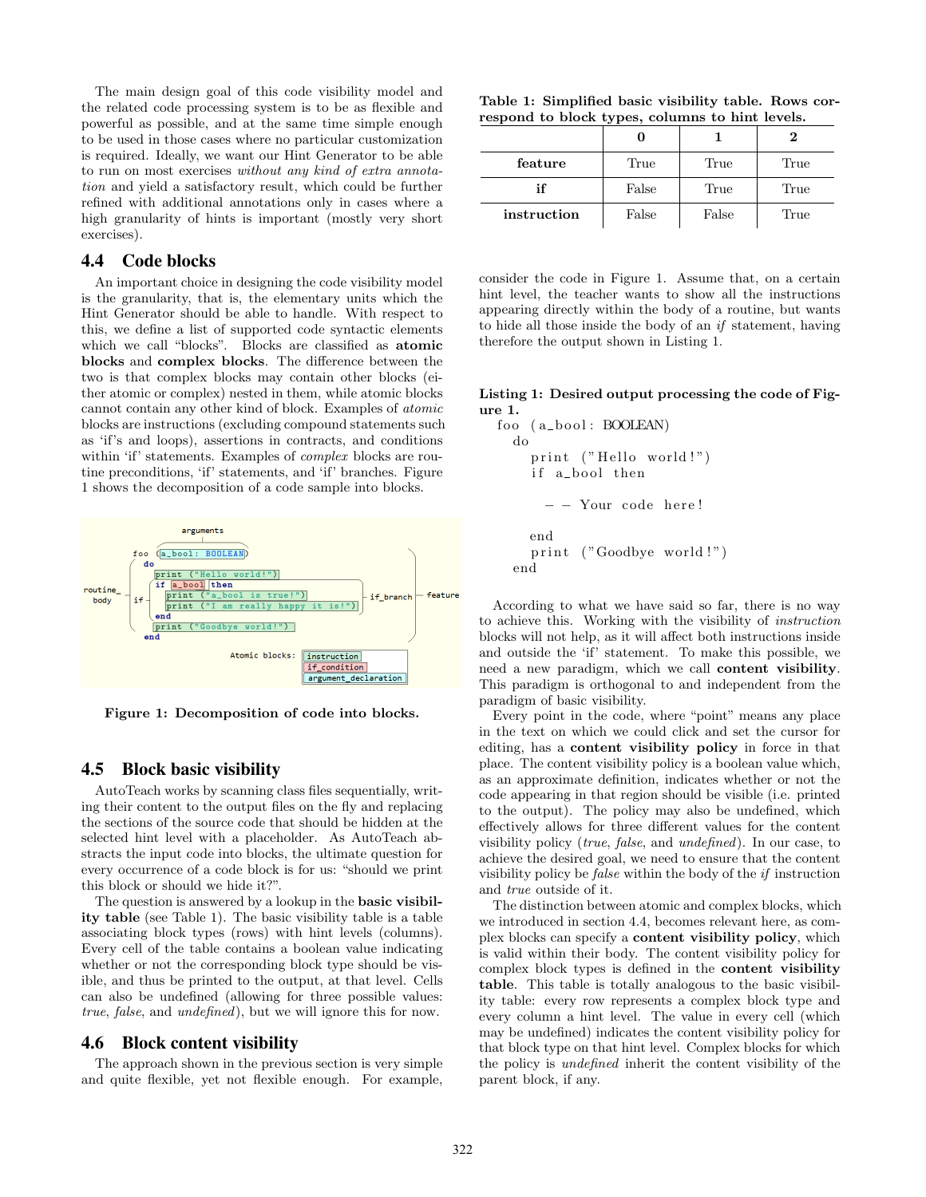The main design goal of this code visibility model and the related code processing system is to be as flexible and powerful as possible, and at the same time simple enough to be used in those cases where no particular customization is required. Ideally, we want our Hint Generator to be able to run on most exercises *without any kind of extra annotation* and yield a satisfactory result, which could be further refined with additional annotations only in cases where a high granularity of hints is important (mostly very short exercises).

## 4.4 Code blocks

An important choice in designing the code visibility model is the granularity, that is, the elementary units which the Hint Generator should be able to handle. With respect to this, we define a list of supported code syntactic elements which we call "blocks". Blocks are classified as **atomic blocks** and **complex blocks**. The difference between the two is that complex blocks may contain other blocks (either atomic or complex) nested in them, while atomic blocks cannot contain any other kind of block. Examples of *atomic* blocks are instructions (excluding compound statements such as 'if's and loops), assertions in contracts, and conditions within 'if' statements. Examples of *complex* blocks are routine preconditions, 'if' statements, and 'if' branches. Figure 1 shows the decomposition of a code sample into blocks.

```
              arguments
foo (a_bool: BOOLEAN)
  do
    print ("Hello world!")
    if a_bool then
      print ("a_bool is true!")
      print ("I am really happy it is!")
    end
    print ("Goodbye world!")
  end

Atomic blocks: instruction, if_condition, argument_declaration
Labels: routine_body, if, if_branch, feature
```

**Figure 1: Decomposition of code into blocks.**

## 4.5 Block basic visibility

AutoTeach works by scanning class files sequentially, writing their content to the output files on the fly and replacing the sections of the source code that should be hidden at the selected hint level with a placeholder. As AutoTeach abstracts the input code into blocks, the ultimate question for every occurrence of a code block is for us: "should we print this block or should we hide it?".

The question is answered by a lookup in the **basic visibility table** (see Table 1). The basic visibility table is a table associating block types (rows) with hint levels (columns). Every cell of the table contains a boolean value indicating whether or not the corresponding block type should be visible, and thus be printed to the output, at that level. Cells can also be undefined (allowing for three possible values: *true*, *false*, and *undefined*), but we will ignore this for now.

## 4.6 Block content visibility

The approach shown in the previous section is very simple and quite flexible, yet not flexible enough. For example, consider the code in Figure 1. Assume that, on a certain hint level, the teacher wants to show all the instructions appearing directly within the body of a routine, but wants to hide all those inside the body of an *if* statement, having therefore the output shown in Listing 1.

**Table 1: Simplified basic visibility table. Rows correspond to block types, columns to hint levels.**

| | 0 | 1 | 2 |
|---|---|---|---|
| **feature** | True | True | True |
| **if** | False | True | True |
| **instruction** | False | False | True |

**Listing 1: Desired output processing the code of Figure 1.**

```
foo (a_bool: BOOLEAN)
  do
    print ("Hello world!")
    if a_bool then

      -- Your code here!

    end
    print ("Goodbye world!")
  end
```

According to what we have said so far, there is no way to achieve this. Working with the visibility of *instruction* blocks will not help, as it will affect both instructions inside and outside the 'if' statement. To make this possible, we need a new paradigm, which we call **content visibility**. This paradigm is orthogonal to and independent from the paradigm of basic visibility.

Every point in the code, where "point" means any place in the text on which we could click and set the cursor for editing, has a **content visibility policy** in force in that place. The content visibility policy is a boolean value which, as an approximate definition, indicates whether or not the code appearing in that region should be visible (i.e. printed to the output). The policy may also be undefined, which effectively allows for three different values for the content visibility policy (*true*, *false*, and *undefined*). In our case, to achieve the desired goal, we need to ensure that the content visibility policy be *false* within the body of the *if* instruction and *true* outside of it.

The distinction between atomic and complex blocks, which we introduced in section 4.4, becomes relevant here, as complex blocks can specify a **content visibility policy**, which is valid within their body. The content visibility policy for complex block types is defined in the **content visibility table**. This table is totally analogous to the basic visibility table: every row represents a complex block type and every column a hint level. The value in every cell (which may be undefined) indicates the content visibility policy for that block type on that hint level. Complex blocks for which the policy is *undefined* inherit the content visibility of the parent block, if any.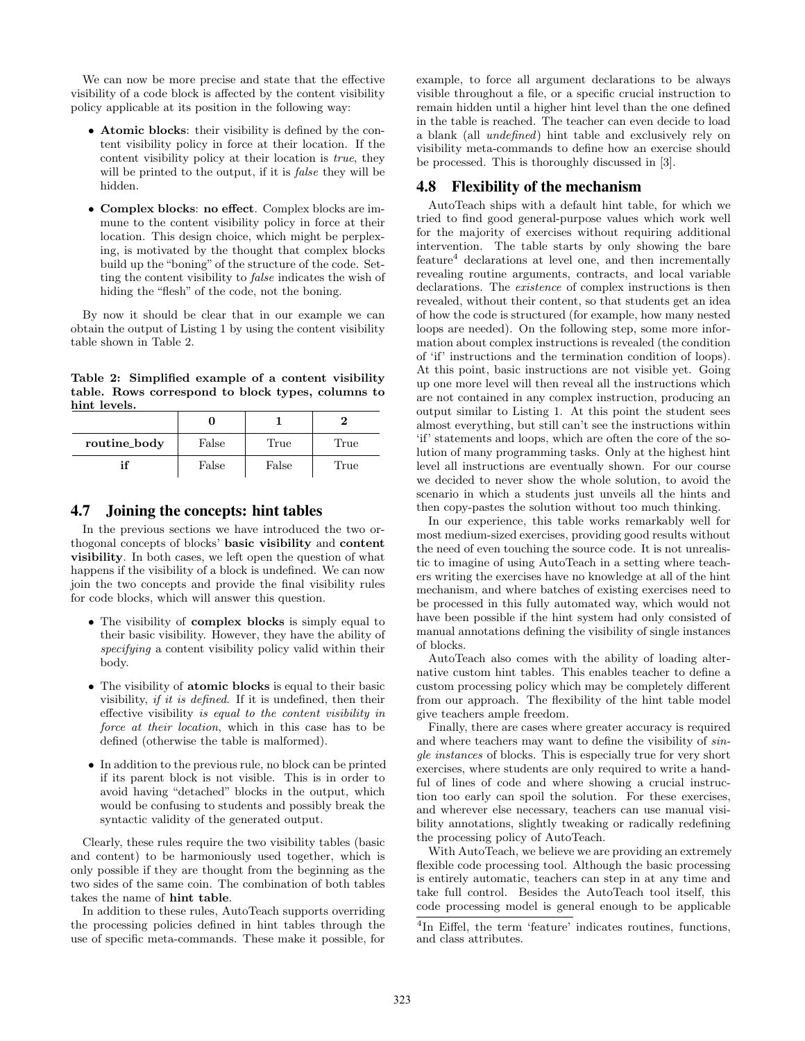We can now be more precise and state that the effective visibility of a code block is affected by the content visibility policy applicable at its position in the following way:

- **Atomic blocks**: their visibility is defined by the content visibility policy in force at their location. If the content visibility policy at their location is *true*, they will be printed to the output, if it is *false* they will be hidden.
- **Complex blocks**: **no effect**. Complex blocks are immune to the content visibility policy in force at their location. This design choice, which might be perplexing, is motivated by the thought that complex blocks build up the "boning" of the structure of the code. Setting the content visibility to *false* indicates the wish of hiding the "flesh" of the code, not the boning.

By now it should be clear that in our example we can obtain the output of Listing 1 by using the content visibility table shown in Table 2.

**Table 2: Simplified example of a content visibility table. Rows correspond to block types, columns to hint levels.**

| | **0** | **1** | **2** |
|---|---|---|---|
| **routine_body** | False | True | True |
| **if** | False | False | True |

## 4.7 Joining the concepts: hint tables

In the previous sections we have introduced the two orthogonal concepts of blocks' **basic visibility** and **content visibility**. In both cases, we left open the question of what happens if the visibility of a block is undefined. We can now join the two concepts and provide the final visibility rules for code blocks, which will answer this question.

- The visibility of **complex blocks** is simply equal to their basic visibility. However, they have the ability of *specifying* a content visibility policy valid within their body.
- The visibility of **atomic blocks** is equal to their basic visibility, *if it is defined*. If it is undefined, then their effective visibility *is equal to the content visibility in force at their location*, which in this case has to be defined (otherwise the table is malformed).
- In addition to the previous rule, no block can be printed if its parent block is not visible. This is in order to avoid having "detached" blocks in the output, which would be confusing to students and possibly break the syntactic validity of the generated output.

Clearly, these rules require the two visibility tables (basic and content) to be harmoniously used together, which is only possible if they are thought from the beginning as the two sides of the same coin. The combination of both tables takes the name of **hint table**.

In addition to these rules, AutoTeach supports overriding the processing policies defined in hint tables through the use of specific meta-commands. These make it possible, for example, to force all argument declarations to be always visible throughout a file, or a specific crucial instruction to remain hidden until a higher hint level than the one defined in the table is reached. The teacher can even decide to load a blank (all *undefined*) hint table and exclusively rely on visibility meta-commands to define how an exercise should be processed. This is thoroughly discussed in [3].

## 4.8 Flexibility of the mechanism

AutoTeach ships with a default hint table, for which we tried to find good general-purpose values which work well for the majority of exercises without requiring additional intervention. The table starts by only showing the bare feature[4] declarations at level one, and then incrementally revealing routine arguments, contracts, and local variable declarations. The *existence* of complex instructions is then revealed, without their content, so that students get an idea of how the code is structured (for example, how many nested loops are needed). On the following step, some more information about complex instructions is revealed (the condition of 'if' instructions and the termination condition of loops). At this point, basic instructions are not visible yet. Going up one more level will then reveal all the instructions which are not contained in any complex instruction, producing an output similar to Listing 1. At this point the student sees almost everything, but still can't see the instructions within 'if' statements and loops, which are often the core of the solution of many programming tasks. Only at the highest hint level all instructions are eventually shown. For our course we decided to never show the whole solution, to avoid the scenario in which a students just unveils all the hints and then copy-pastes the solution without too much thinking.

In our experience, this table works remarkably well for most medium-sized exercises, providing good results without the need of even touching the source code. It is not unrealistic to imagine of using AutoTeach in a setting where teachers writing the exercises have no knowledge at all of the hint mechanism, and where batches of existing exercises need to be processed in this fully automated way, which would not have been possible if the hint system had only consisted of manual annotations defining the visibility of single instances of blocks.

AutoTeach also comes with the ability of loading alternative custom hint tables. This enables teacher to define a custom processing policy which may be completely different from our approach. The flexibility of the hint table model give teachers ample freedom.

Finally, there are cases where greater accuracy is required and where teachers may want to define the visibility of *single instances* of blocks. This is especially true for very short exercises, where students are only required to write a handful of lines of code and where showing a crucial instruction too early can spoil the solution. For these exercises, and wherever else necessary, teachers can use manual visibility annotations, slightly tweaking or radically redefining the processing policy of AutoTeach.

With AutoTeach, we believe we are providing an extremely flexible code processing tool. Although the basic processing is entirely automatic, teachers can step in at any time and take full control. Besides the AutoTeach tool itself, this code processing model is general enough to be applicable

[4] In Eiffel, the term 'feature' indicates routines, functions, and class attributes.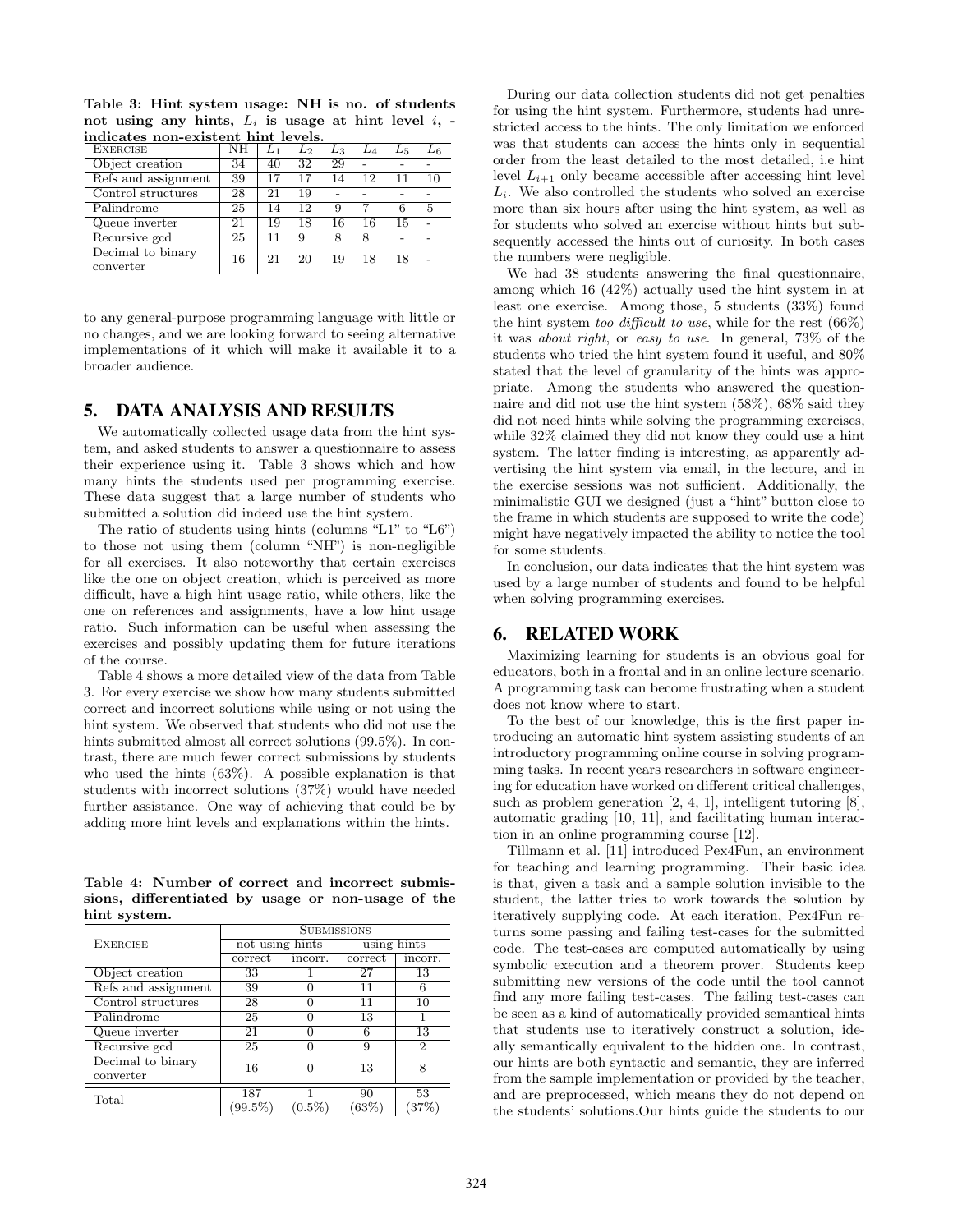Table 3: Hint system usage: NH is no. of students not using any hints, $L_i$ is usage at hint level $i$, - indicates non-existent hint levels.

| Exercise | NH | $L_1$ | $L_2$ | $L_3$ | $L_4$ | $L_5$ | $L_6$ |
|---|---|---|---|---|---|---|---|
| Object creation | 34 | 40 | 32 | 29 | - | - | - |
| Refs and assignment | 39 | 17 | 17 | 14 | 12 | 11 | 10 |
| Control structures | 28 | 21 | 19 | - | - | - | - |
| Palindrome | 25 | 14 | 12 | 9 | 7 | 6 | 5 |
| Queue inverter | 21 | 19 | 18 | 16 | 16 | 15 | - |
| Recursive gcd | 25 | 11 | 9 | 8 | 8 | - | - |
| Decimal to binary converter | 16 | 21 | 20 | 19 | 18 | 18 | - |

to any general-purpose programming language with little or no changes, and we are looking forward to seeing alternative implementations of it which will make it available it to a broader audience.

## 5. DATA ANALYSIS AND RESULTS

We automatically collected usage data from the hint system, and asked students to answer a questionnaire to assess their experience using it. Table 3 shows which and how many hints the students used per programming exercise. These data suggest that a large number of students who submitted a solution did indeed use the hint system.

The ratio of students using hints (columns "L1" to "L6") to those not using them (column "NH") is non-negligible for all exercises. It also noteworthy that certain exercises like the one on object creation, which is perceived as more difficult, have a high hint usage ratio, while others, like the one on references and assignments, have a low hint usage ratio. Such information can be useful when assessing the exercises and possibly updating them for future iterations of the course.

Table 4 shows a more detailed view of the data from Table 3. For every exercise we show how many students submitted correct and incorrect solutions while using or not using the hint system. We observed that students who did not use the hints submitted almost all correct solutions (99.5%). In contrast, there are much fewer correct submissions by students who used the hints (63%). A possible explanation is that students with incorrect solutions (37%) would have needed further assistance. One way of achieving that could be by adding more hint levels and explanations within the hints.

Table 4: Number of correct and incorrect submissions, differentiated by usage or non-usage of the hint system.

| Exercise | Submissions | | | |
|---|---|---|---|---|
| | not using hints | | using hints | |
| | correct | incorr. | correct | incorr. |
| Object creation | 33 | 1 | 27 | 13 |
| Refs and assignment | 39 | 0 | 11 | 6 |
| Control structures | 28 | 0 | 11 | 10 |
| Palindrome | 25 | 0 | 13 | 1 |
| Queue inverter | 21 | 0 | 6 | 13 |
| Recursive gcd | 25 | 0 | 9 | 2 |
| Decimal to binary converter | 16 | 0 | 13 | 8 |
| Total | 187 (99.5%) | 1 (0.5%) | 90 (63%) | 53 (37%) |

During our data collection students did not get penalties for using the hint system. Furthermore, students had unrestricted access to the hints. The only limitation we enforced was that students can access the hints only in sequential order from the least detailed to the most detailed, i.e hint level $L_{i+1}$ only became accessible after accessing hint level $L_i$. We also controlled the students who solved an exercise more than six hours after using the hint system, as well as for students who solved an exercise without hints but subsequently accessed the hints out of curiosity. In both cases the numbers were negligible.

We had 38 students answering the final questionnaire, among which 16 (42%) actually used the hint system in at least one exercise. Among those, 5 students (33%) found the hint system *too difficult to use*, while for the rest (66%) it was *about right*, or *easy to use*. In general, 73% of the students who tried the hint system found it useful, and 80% stated that the level of granularity of the hints was appropriate. Among the students who answered the questionnaire and did not use the hint system (58%), 68% said they did not need hints while solving the programming exercises, while 32% claimed they did not know they could use a hint system. The latter finding is interesting, as apparently advertising the hint system via email, in the lecture, and in the exercise sessions was not sufficient. Additionally, the minimalistic GUI we designed (just a "hint" button close to the frame in which students are supposed to write the code) might have negatively impacted the ability to notice the tool for some students.

In conclusion, our data indicates that the hint system was used by a large number of students and found to be helpful when solving programming exercises.

## 6. RELATED WORK

Maximizing learning for students is an obvious goal for educators, both in a frontal and in an online lecture scenario. A programming task can become frustrating when a student does not know where to start.

To the best of our knowledge, this is the first paper introducing an automatic hint system assisting students of an introductory programming online course in solving programming tasks. In recent years researchers in software engineering for education have worked on different critical challenges, such as problem generation [2, 4, 1], intelligent tutoring [8], automatic grading [10, 11], and facilitating human interaction in an online programming course [12].

Tillmann et al. [11] introduced Pex4Fun, an environment for teaching and learning programming. Their basic idea is that, given a task and a sample solution invisible to the student, the latter tries to work towards the solution by iteratively supplying code. At each iteration, Pex4Fun returns some passing and failing test-cases for the submitted code. The test-cases are computed automatically by using symbolic execution and a theorem prover. Students keep submitting new versions of the code until the tool cannot find any more failing test-cases. The failing test-cases can be seen as a kind of automatically provided semantical hints that students use to iteratively construct a solution, ideally semantically equivalent to the hidden one. In contrast, our hints are both syntactic and semantic, they are inferred from the sample implementation or provided by the teacher, and are preprocessed, which means they do not depend on the students' solutions.Our hints guide the students to our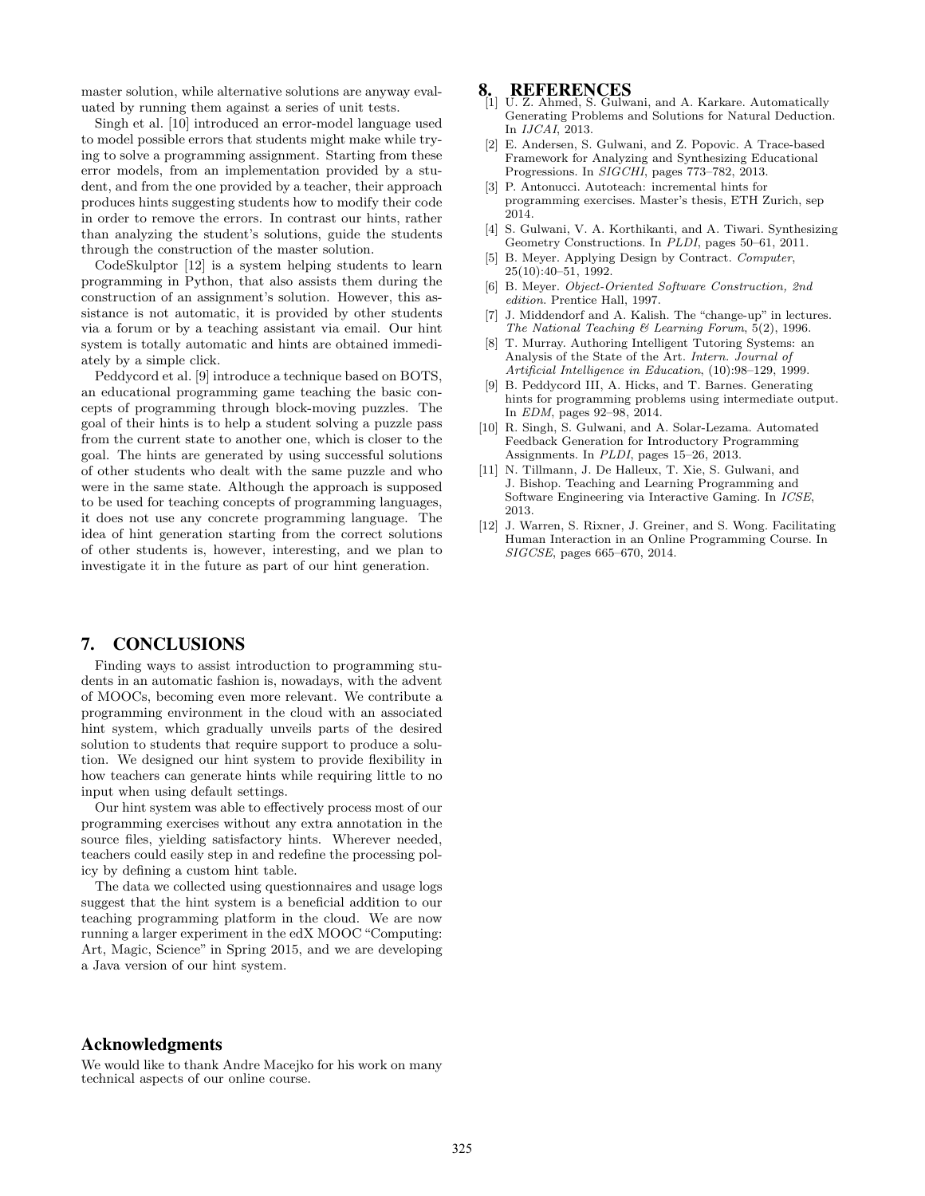master solution, while alternative solutions are anyway evaluated by running them against a series of unit tests.

Singh et al. [10] introduced an error-model language used to model possible errors that students might make while trying to solve a programming assignment. Starting from these error models, from an implementation provided by a student, and from the one provided by a teacher, their approach produces hints suggesting students how to modify their code in order to remove the errors. In contrast our hints, rather than analyzing the student's solutions, guide the students through the construction of the master solution.

CodeSkulptor [12] is a system helping students to learn programming in Python, that also assists them during the construction of an assignment's solution. However, this assistance is not automatic, it is provided by other students via a forum or by a teaching assistant via email. Our hint system is totally automatic and hints are obtained immediately by a simple click.

Peddycord et al. [9] introduce a technique based on BOTS, an educational programming game teaching the basic concepts of programming through block-moving puzzles. The goal of their hints is to help a student solving a puzzle pass from the current state to another one, which is closer to the goal. The hints are generated by using successful solutions of other students who dealt with the same puzzle and who were in the same state. Although the approach is supposed to be used for teaching concepts of programming languages, it does not use any concrete programming language. The idea of hint generation starting from the correct solutions of other students is, however, interesting, and we plan to investigate it in the future as part of our hint generation.

## 7. CONCLUSIONS

Finding ways to assist introduction to programming students in an automatic fashion is, nowadays, with the advent of MOOCs, becoming even more relevant. We contribute a programming environment in the cloud with an associated hint system, which gradually unveils parts of the desired solution to students that require support to produce a solution. We designed our hint system to provide flexibility in how teachers can generate hints while requiring little to no input when using default settings.

Our hint system was able to effectively process most of our programming exercises without any extra annotation in the source files, yielding satisfactory hints. Wherever needed, teachers could easily step in and redefine the processing policy by defining a custom hint table.

The data we collected using questionnaires and usage logs suggest that the hint system is a beneficial addition to our teaching programming platform in the cloud. We are now running a larger experiment in the edX MOOC "Computing: Art, Magic, Science" in Spring 2015, and we are developing a Java version of our hint system.

## Acknowledgments

We would like to thank Andre Macejko for his work on many technical aspects of our online course.

## 8. REFERENCES

[1] U. Z. Ahmed, S. Gulwani, and A. Karkare. Automatically Generating Problems and Solutions for Natural Deduction. In *IJCAI*, 2013.

[2] E. Andersen, S. Gulwani, and Z. Popovic. A Trace-based Framework for Analyzing and Synthesizing Educational Progressions. In *SIGCHI*, pages 773–782, 2013.

[3] P. Antonucci. Autoteach: incremental hints for programming exercises. Master's thesis, ETH Zurich, sep 2014.

[4] S. Gulwani, V. A. Korthikanti, and A. Tiwari. Synthesizing Geometry Constructions. In *PLDI*, pages 50–61, 2011.

[5] B. Meyer. Applying Design by Contract. *Computer*, 25(10):40–51, 1992.

[6] B. Meyer. *Object-Oriented Software Construction, 2nd edition*. Prentice Hall, 1997.

[7] J. Middendorf and A. Kalish. The "change-up" in lectures. *The National Teaching & Learning Forum*, 5(2), 1996.

[8] T. Murray. Authoring Intelligent Tutoring Systems: an Analysis of the State of the Art. *Intern. Journal of Artificial Intelligence in Education*, (10):98–129, 1999.

[9] B. Peddycord III, A. Hicks, and T. Barnes. Generating hints for programming problems using intermediate output. In *EDM*, pages 92–98, 2014.

[10] R. Singh, S. Gulwani, and A. Solar-Lezama. Automated Feedback Generation for Introductory Programming Assignments. In *PLDI*, pages 15–26, 2013.

[11] N. Tillmann, J. De Halleux, T. Xie, S. Gulwani, and J. Bishop. Teaching and Learning Programming and Software Engineering via Interactive Gaming. In *ICSE*, 2013.

[12] J. Warren, S. Rixner, J. Greiner, and S. Wong. Facilitating Human Interaction in an Online Programming Course. In *SIGCSE*, pages 665–670, 2014.